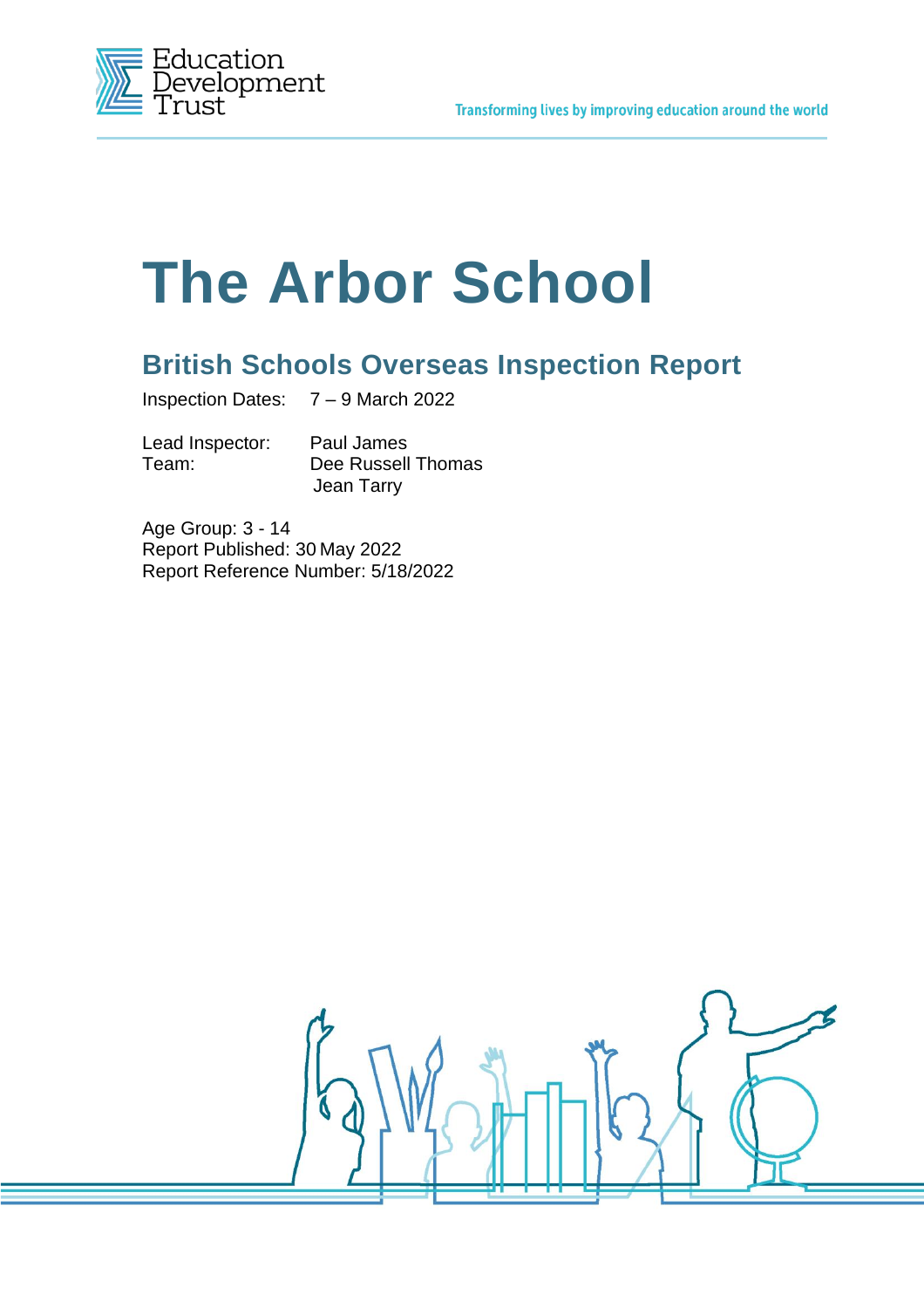Education Development Trust

Transforming lives by improving education around the world

# The Arbor School

## British Schools Overseas Inspection Report

Inspection Dates: 7 – 9 March 2022

Lead Inspector: Paul James
Team: Dee Russell Thomas
Jean Tarry

Age Group: 3 - 14
Report Published: 30 May 2022
Report Reference Number: 5/18/2022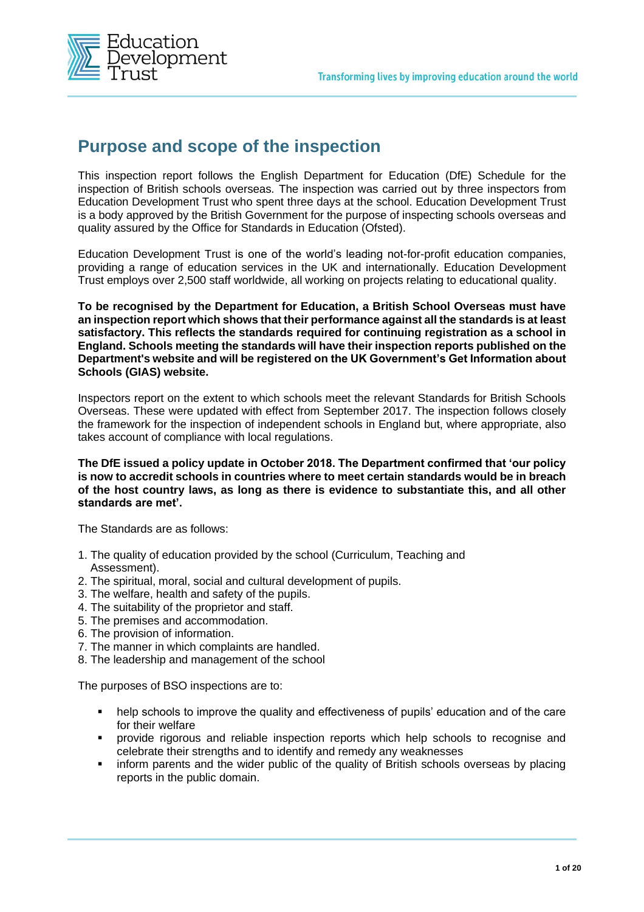## Purpose and scope of the inspection

This inspection report follows the English Department for Education (DfE) Schedule for the inspection of British schools overseas. The inspection was carried out by three inspectors from Education Development Trust who spent three days at the school. Education Development Trust is a body approved by the British Government for the purpose of inspecting schools overseas and quality assured by the Office for Standards in Education (Ofsted).

Education Development Trust is one of the world's leading not-for-profit education companies, providing a range of education services in the UK and internationally. Education Development Trust employs over 2,500 staff worldwide, all working on projects relating to educational quality.

**To be recognised by the Department for Education, a British School Overseas must have an inspection report which shows that their performance against all the standards is at least satisfactory. This reflects the standards required for continuing registration as a school in England. Schools meeting the standards will have their inspection reports published on the Department's website and will be registered on the UK Government's Get Information about Schools (GIAS) website.**

Inspectors report on the extent to which schools meet the relevant Standards for British Schools Overseas. These were updated with effect from September 2017. The inspection follows closely the framework for the inspection of independent schools in England but, where appropriate, also takes account of compliance with local regulations.

**The DfE issued a policy update in October 2018. The Department confirmed that 'our policy is now to accredit schools in countries where to meet certain standards would be in breach of the host country laws, as long as there is evidence to substantiate this, and all other standards are met'.**

The Standards are as follows:

1. The quality of education provided by the school (Curriculum, Teaching and Assessment).
2. The spiritual, moral, social and cultural development of pupils.
3. The welfare, health and safety of the pupils.
4. The suitability of the proprietor and staff.
5. The premises and accommodation.
6. The provision of information.
7. The manner in which complaints are handled.
8. The leadership and management of the school

The purposes of BSO inspections are to:

- help schools to improve the quality and effectiveness of pupils' education and of the care for their welfare
- provide rigorous and reliable inspection reports which help schools to recognise and celebrate their strengths and to identify and remedy any weaknesses
- inform parents and the wider public of the quality of British schools overseas by placing reports in the public domain.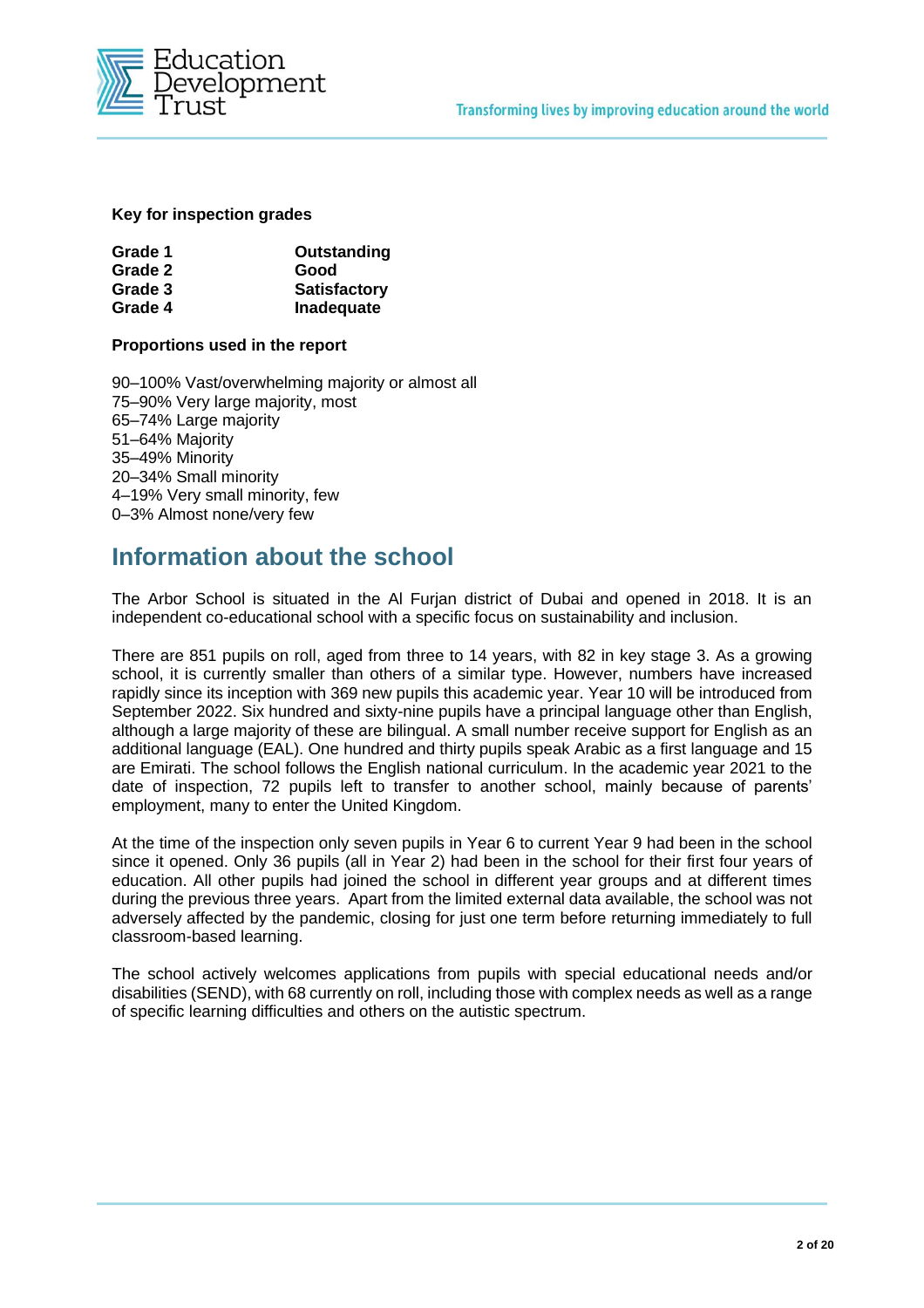**Key for inspection grades**

| | |
|---|---|
| **Grade 1** | **Outstanding** |
| **Grade 2** | **Good** |
| **Grade 3** | **Satisfactory** |
| **Grade 4** | **Inadequate** |

**Proportions used in the report**

90–100% Vast/overwhelming majority or almost all
75–90% Very large majority, most
65–74% Large majority
51–64% Majority
35–49% Minority
20–34% Small minority
4–19% Very small minority, few
0–3% Almost none/very few

## Information about the school

The Arbor School is situated in the Al Furjan district of Dubai and opened in 2018. It is an independent co-educational school with a specific focus on sustainability and inclusion.

There are 851 pupils on roll, aged from three to 14 years, with 82 in key stage 3. As a growing school, it is currently smaller than others of a similar type. However, numbers have increased rapidly since its inception with 369 new pupils this academic year. Year 10 will be introduced from September 2022. Six hundred and sixty-nine pupils have a principal language other than English, although a large majority of these are bilingual. A small number receive support for English as an additional language (EAL). One hundred and thirty pupils speak Arabic as a first language and 15 are Emirati. The school follows the English national curriculum. In the academic year 2021 to the date of inspection, 72 pupils left to transfer to another school, mainly because of parents' employment, many to enter the United Kingdom.

At the time of the inspection only seven pupils in Year 6 to current Year 9 had been in the school since it opened. Only 36 pupils (all in Year 2) had been in the school for their first four years of education. All other pupils had joined the school in different year groups and at different times during the previous three years. Apart from the limited external data available, the school was not adversely affected by the pandemic, closing for just one term before returning immediately to full classroom-based learning.

The school actively welcomes applications from pupils with special educational needs and/or disabilities (SEND), with 68 currently on roll, including those with complex needs as well as a range of specific learning difficulties and others on the autistic spectrum.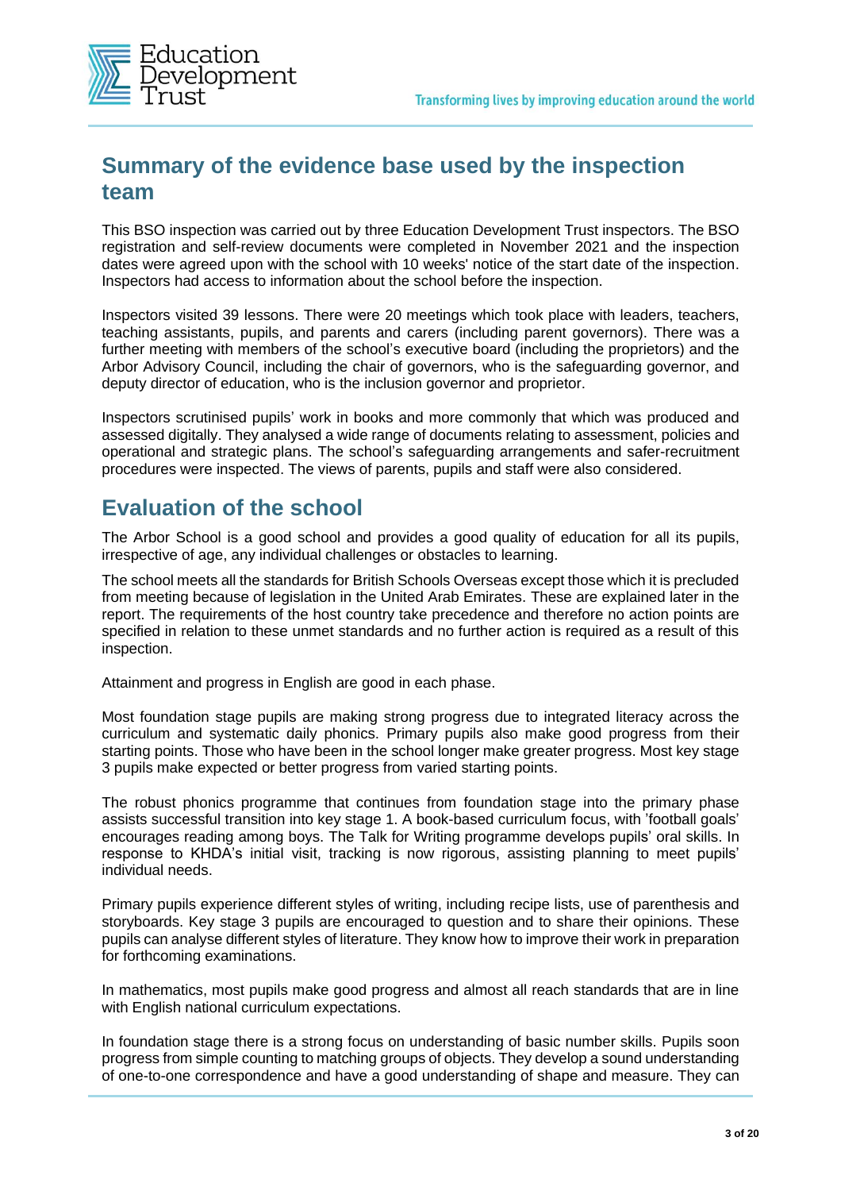## Summary of the evidence base used by the inspection team

This BSO inspection was carried out by three Education Development Trust inspectors. The BSO registration and self-review documents were completed in November 2021 and the inspection dates were agreed upon with the school with 10 weeks' notice of the start date of the inspection. Inspectors had access to information about the school before the inspection.

Inspectors visited 39 lessons. There were 20 meetings which took place with leaders, teachers, teaching assistants, pupils, and parents and carers (including parent governors). There was a further meeting with members of the school's executive board (including the proprietors) and the Arbor Advisory Council, including the chair of governors, who is the safeguarding governor, and deputy director of education, who is the inclusion governor and proprietor.

Inspectors scrutinised pupils' work in books and more commonly that which was produced and assessed digitally. They analysed a wide range of documents relating to assessment, policies and operational and strategic plans. The school's safeguarding arrangements and safer-recruitment procedures were inspected. The views of parents, pupils and staff were also considered.

## Evaluation of the school

The Arbor School is a good school and provides a good quality of education for all its pupils, irrespective of age, any individual challenges or obstacles to learning.

The school meets all the standards for British Schools Overseas except those which it is precluded from meeting because of legislation in the United Arab Emirates. These are explained later in the report. The requirements of the host country take precedence and therefore no action points are specified in relation to these unmet standards and no further action is required as a result of this inspection.

Attainment and progress in English are good in each phase.

Most foundation stage pupils are making strong progress due to integrated literacy across the curriculum and systematic daily phonics. Primary pupils also make good progress from their starting points. Those who have been in the school longer make greater progress. Most key stage 3 pupils make expected or better progress from varied starting points.

The robust phonics programme that continues from foundation stage into the primary phase assists successful transition into key stage 1. A book-based curriculum focus, with 'football goals' encourages reading among boys. The Talk for Writing programme develops pupils' oral skills. In response to KHDA's initial visit, tracking is now rigorous, assisting planning to meet pupils' individual needs.

Primary pupils experience different styles of writing, including recipe lists, use of parenthesis and storyboards. Key stage 3 pupils are encouraged to question and to share their opinions. These pupils can analyse different styles of literature. They know how to improve their work in preparation for forthcoming examinations.

In mathematics, most pupils make good progress and almost all reach standards that are in line with English national curriculum expectations.

In foundation stage there is a strong focus on understanding of basic number skills. Pupils soon progress from simple counting to matching groups of objects. They develop a sound understanding of one-to-one correspondence and have a good understanding of shape and measure. They can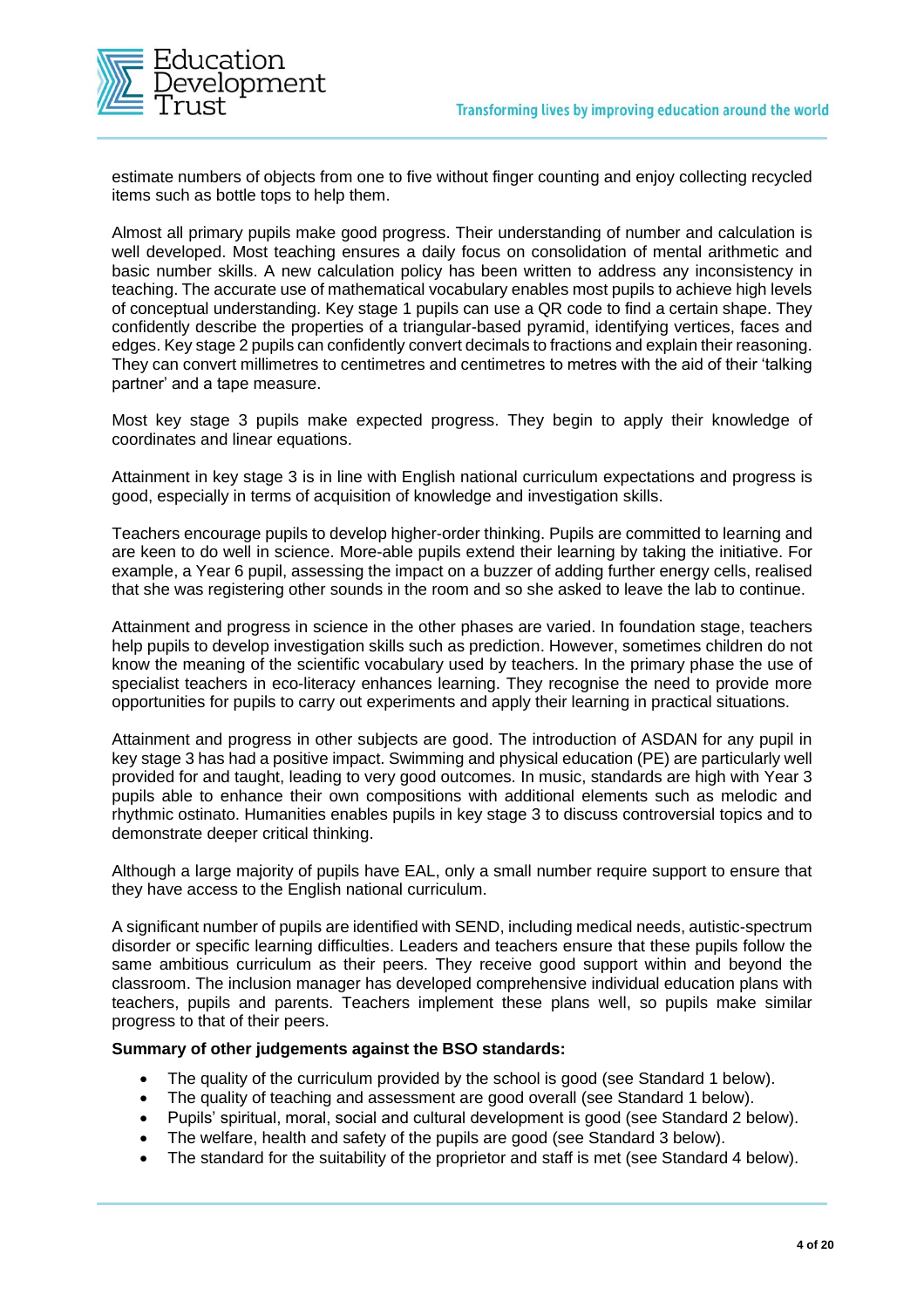estimate numbers of objects from one to five without finger counting and enjoy collecting recycled items such as bottle tops to help them.

Almost all primary pupils make good progress. Their understanding of number and calculation is well developed. Most teaching ensures a daily focus on consolidation of mental arithmetic and basic number skills. A new calculation policy has been written to address any inconsistency in teaching. The accurate use of mathematical vocabulary enables most pupils to achieve high levels of conceptual understanding. Key stage 1 pupils can use a QR code to find a certain shape. They confidently describe the properties of a triangular-based pyramid, identifying vertices, faces and edges. Key stage 2 pupils can confidently convert decimals to fractions and explain their reasoning. They can convert millimetres to centimetres and centimetres to metres with the aid of their 'talking partner' and a tape measure.

Most key stage 3 pupils make expected progress. They begin to apply their knowledge of coordinates and linear equations.

Attainment in key stage 3 is in line with English national curriculum expectations and progress is good, especially in terms of acquisition of knowledge and investigation skills.

Teachers encourage pupils to develop higher-order thinking. Pupils are committed to learning and are keen to do well in science. More-able pupils extend their learning by taking the initiative. For example, a Year 6 pupil, assessing the impact on a buzzer of adding further energy cells, realised that she was registering other sounds in the room and so she asked to leave the lab to continue.

Attainment and progress in science in the other phases are varied. In foundation stage, teachers help pupils to develop investigation skills such as prediction. However, sometimes children do not know the meaning of the scientific vocabulary used by teachers. In the primary phase the use of specialist teachers in eco-literacy enhances learning. They recognise the need to provide more opportunities for pupils to carry out experiments and apply their learning in practical situations.

Attainment and progress in other subjects are good. The introduction of ASDAN for any pupil in key stage 3 has had a positive impact. Swimming and physical education (PE) are particularly well provided for and taught, leading to very good outcomes. In music, standards are high with Year 3 pupils able to enhance their own compositions with additional elements such as melodic and rhythmic ostinato. Humanities enables pupils in key stage 3 to discuss controversial topics and to demonstrate deeper critical thinking.

Although a large majority of pupils have EAL, only a small number require support to ensure that they have access to the English national curriculum.

A significant number of pupils are identified with SEND, including medical needs, autistic-spectrum disorder or specific learning difficulties. Leaders and teachers ensure that these pupils follow the same ambitious curriculum as their peers. They receive good support within and beyond the classroom. The inclusion manager has developed comprehensive individual education plans with teachers, pupils and parents. Teachers implement these plans well, so pupils make similar progress to that of their peers.

**Summary of other judgements against the BSO standards:**

- The quality of the curriculum provided by the school is good (see Standard 1 below).
- The quality of teaching and assessment are good overall (see Standard 1 below).
- Pupils' spiritual, moral, social and cultural development is good (see Standard 2 below).
- The welfare, health and safety of the pupils are good (see Standard 3 below).
- The standard for the suitability of the proprietor and staff is met (see Standard 4 below).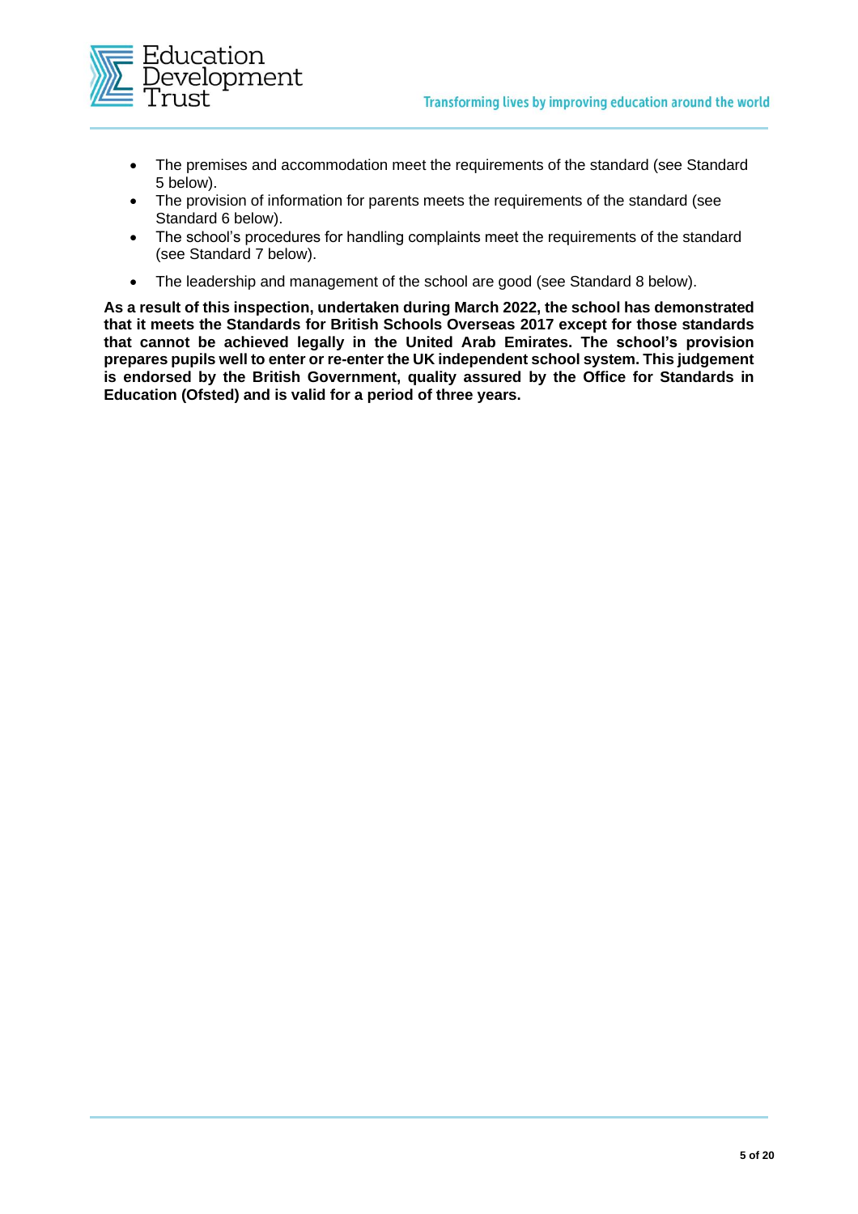- The premises and accommodation meet the requirements of the standard (see Standard 5 below).
- The provision of information for parents meets the requirements of the standard (see Standard 6 below).
- The school's procedures for handling complaints meet the requirements of the standard (see Standard 7 below).
- The leadership and management of the school are good (see Standard 8 below).

**As a result of this inspection, undertaken during March 2022, the school has demonstrated that it meets the Standards for British Schools Overseas 2017 except for those standards that cannot be achieved legally in the United Arab Emirates. The school's provision prepares pupils well to enter or re-enter the UK independent school system. This judgement is endorsed by the British Government, quality assured by the Office for Standards in Education (Ofsted) and is valid for a period of three years.**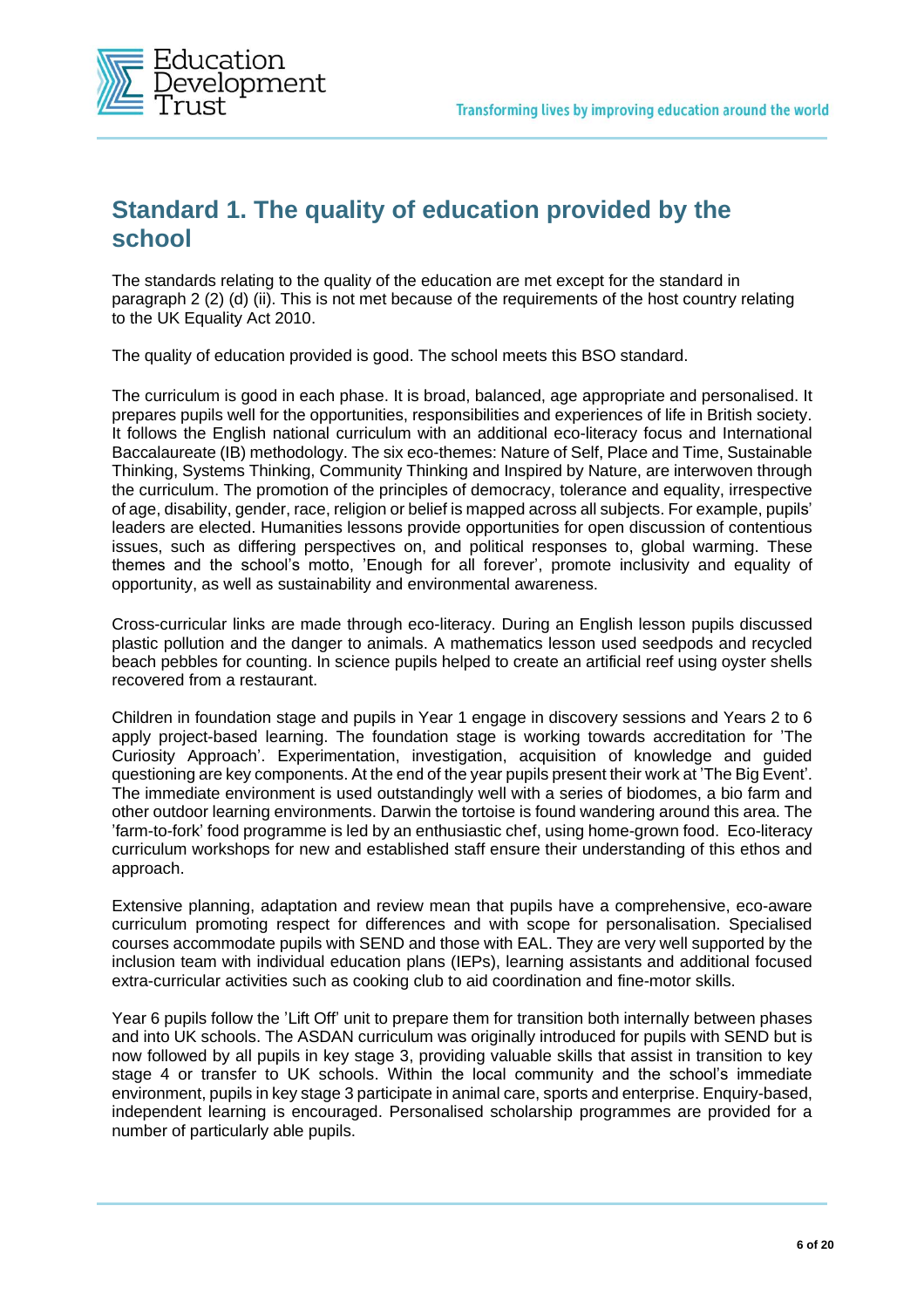## Standard 1. The quality of education provided by the school

The standards relating to the quality of the education are met except for the standard in paragraph 2 (2) (d) (ii). This is not met because of the requirements of the host country relating to the UK Equality Act 2010.

The quality of education provided is good. The school meets this BSO standard.

The curriculum is good in each phase. It is broad, balanced, age appropriate and personalised. It prepares pupils well for the opportunities, responsibilities and experiences of life in British society. It follows the English national curriculum with an additional eco-literacy focus and International Baccalaureate (IB) methodology. The six eco-themes: Nature of Self, Place and Time, Sustainable Thinking, Systems Thinking, Community Thinking and Inspired by Nature, are interwoven through the curriculum. The promotion of the principles of democracy, tolerance and equality, irrespective of age, disability, gender, race, religion or belief is mapped across all subjects. For example, pupils' leaders are elected. Humanities lessons provide opportunities for open discussion of contentious issues, such as differing perspectives on, and political responses to, global warming. These themes and the school's motto, 'Enough for all forever', promote inclusivity and equality of opportunity, as well as sustainability and environmental awareness.

Cross-curricular links are made through eco-literacy. During an English lesson pupils discussed plastic pollution and the danger to animals. A mathematics lesson used seedpods and recycled beach pebbles for counting. In science pupils helped to create an artificial reef using oyster shells recovered from a restaurant.

Children in foundation stage and pupils in Year 1 engage in discovery sessions and Years 2 to 6 apply project-based learning. The foundation stage is working towards accreditation for 'The Curiosity Approach'. Experimentation, investigation, acquisition of knowledge and guided questioning are key components. At the end of the year pupils present their work at 'The Big Event'. The immediate environment is used outstandingly well with a series of biodomes, a bio farm and other outdoor learning environments. Darwin the tortoise is found wandering around this area. The 'farm-to-fork' food programme is led by an enthusiastic chef, using home-grown food. Eco-literacy curriculum workshops for new and established staff ensure their understanding of this ethos and approach.

Extensive planning, adaptation and review mean that pupils have a comprehensive, eco-aware curriculum promoting respect for differences and with scope for personalisation. Specialised courses accommodate pupils with SEND and those with EAL. They are very well supported by the inclusion team with individual education plans (IEPs), learning assistants and additional focused extra-curricular activities such as cooking club to aid coordination and fine-motor skills.

Year 6 pupils follow the 'Lift Off' unit to prepare them for transition both internally between phases and into UK schools. The ASDAN curriculum was originally introduced for pupils with SEND but is now followed by all pupils in key stage 3, providing valuable skills that assist in transition to key stage 4 or transfer to UK schools. Within the local community and the school's immediate environment, pupils in key stage 3 participate in animal care, sports and enterprise. Enquiry-based, independent learning is encouraged. Personalised scholarship programmes are provided for a number of particularly able pupils.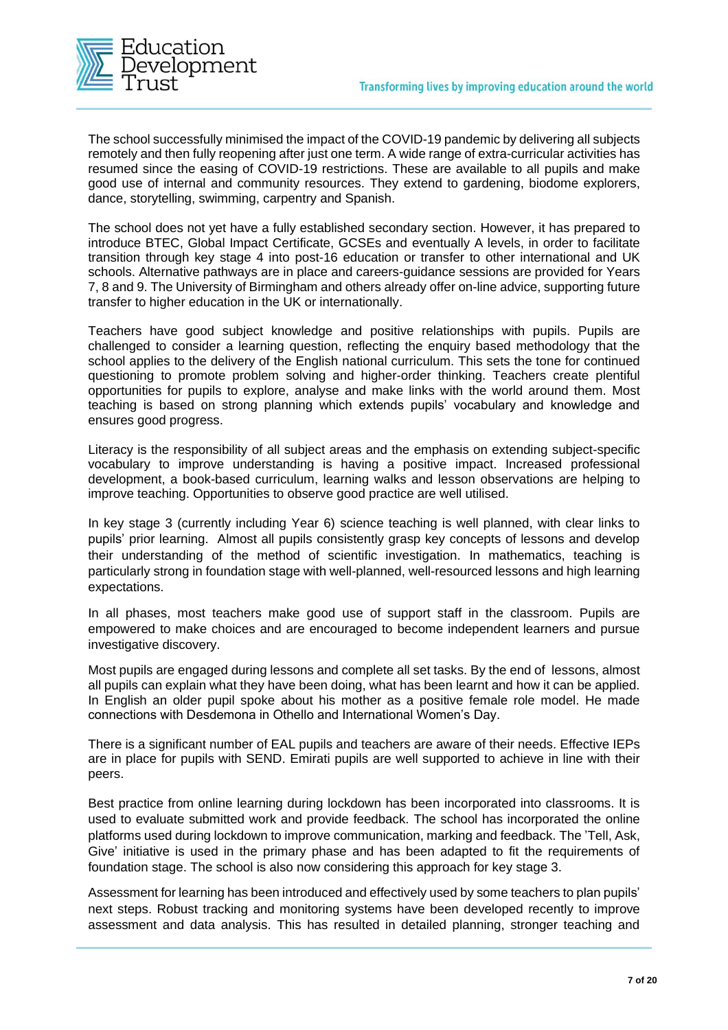The school successfully minimised the impact of the COVID-19 pandemic by delivering all subjects remotely and then fully reopening after just one term. A wide range of extra-curricular activities has resumed since the easing of COVID-19 restrictions. These are available to all pupils and make good use of internal and community resources. They extend to gardening, biodome explorers, dance, storytelling, swimming, carpentry and Spanish.

The school does not yet have a fully established secondary section. However, it has prepared to introduce BTEC, Global Impact Certificate, GCSEs and eventually A levels, in order to facilitate transition through key stage 4 into post-16 education or transfer to other international and UK schools. Alternative pathways are in place and careers-guidance sessions are provided for Years 7, 8 and 9. The University of Birmingham and others already offer on-line advice, supporting future transfer to higher education in the UK or internationally.

Teachers have good subject knowledge and positive relationships with pupils. Pupils are challenged to consider a learning question, reflecting the enquiry based methodology that the school applies to the delivery of the English national curriculum. This sets the tone for continued questioning to promote problem solving and higher-order thinking. Teachers create plentiful opportunities for pupils to explore, analyse and make links with the world around them. Most teaching is based on strong planning which extends pupils' vocabulary and knowledge and ensures good progress.

Literacy is the responsibility of all subject areas and the emphasis on extending subject-specific vocabulary to improve understanding is having a positive impact. Increased professional development, a book-based curriculum, learning walks and lesson observations are helping to improve teaching. Opportunities to observe good practice are well utilised.

In key stage 3 (currently including Year 6) science teaching is well planned, with clear links to pupils' prior learning. Almost all pupils consistently grasp key concepts of lessons and develop their understanding of the method of scientific investigation. In mathematics, teaching is particularly strong in foundation stage with well-planned, well-resourced lessons and high learning expectations.

In all phases, most teachers make good use of support staff in the classroom. Pupils are empowered to make choices and are encouraged to become independent learners and pursue investigative discovery.

Most pupils are engaged during lessons and complete all set tasks. By the end of lessons, almost all pupils can explain what they have been doing, what has been learnt and how it can be applied. In English an older pupil spoke about his mother as a positive female role model. He made connections with Desdemona in Othello and International Women's Day.

There is a significant number of EAL pupils and teachers are aware of their needs. Effective IEPs are in place for pupils with SEND. Emirati pupils are well supported to achieve in line with their peers.

Best practice from online learning during lockdown has been incorporated into classrooms. It is used to evaluate submitted work and provide feedback. The school has incorporated the online platforms used during lockdown to improve communication, marking and feedback. The 'Tell, Ask, Give' initiative is used in the primary phase and has been adapted to fit the requirements of foundation stage. The school is also now considering this approach for key stage 3.

Assessment for learning has been introduced and effectively used by some teachers to plan pupils' next steps. Robust tracking and monitoring systems have been developed recently to improve assessment and data analysis. This has resulted in detailed planning, stronger teaching and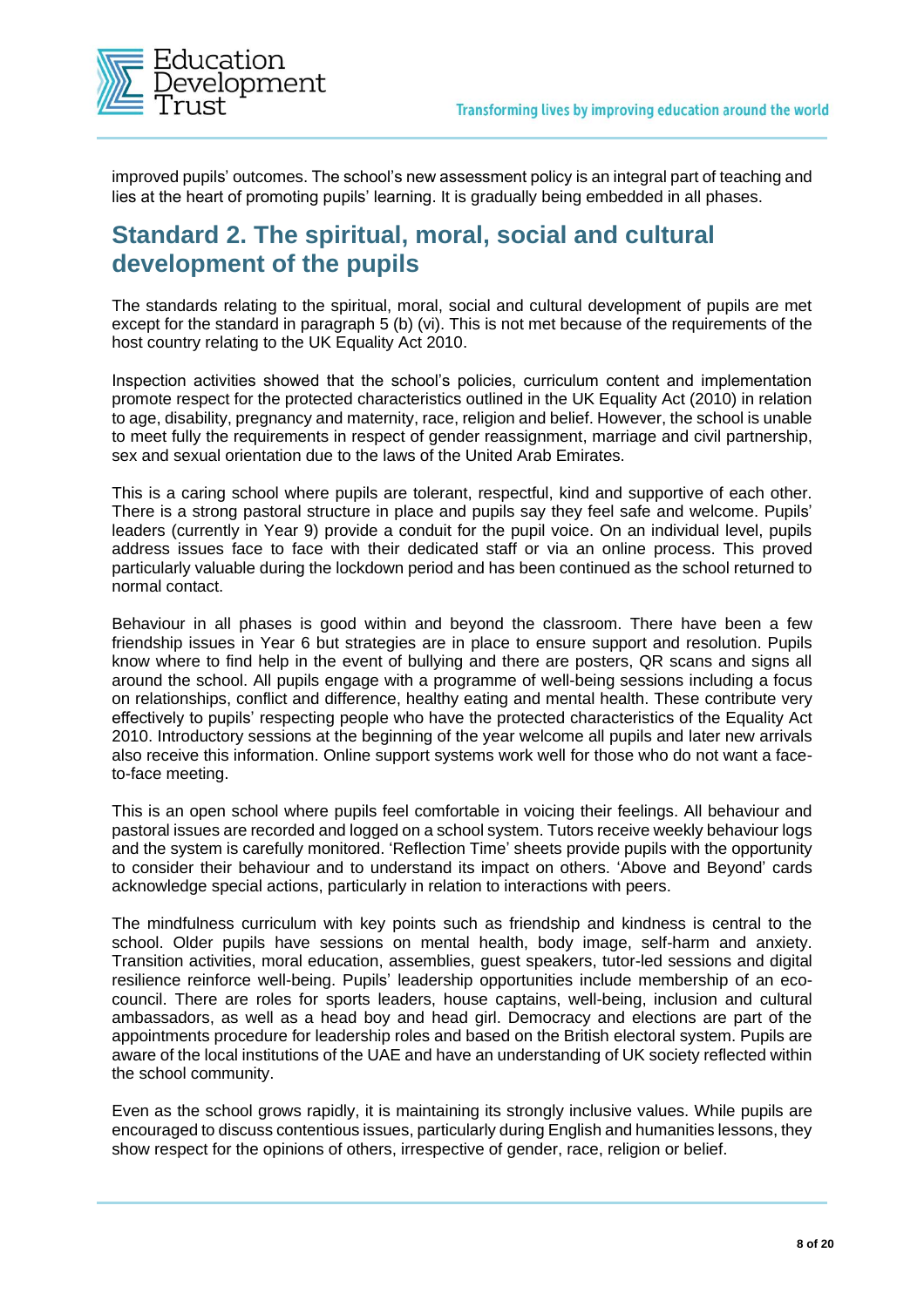improved pupils' outcomes. The school's new assessment policy is an integral part of teaching and lies at the heart of promoting pupils' learning. It is gradually being embedded in all phases.

## Standard 2. The spiritual, moral, social and cultural development of the pupils

The standards relating to the spiritual, moral, social and cultural development of pupils are met except for the standard in paragraph 5 (b) (vi). This is not met because of the requirements of the host country relating to the UK Equality Act 2010.

Inspection activities showed that the school's policies, curriculum content and implementation promote respect for the protected characteristics outlined in the UK Equality Act (2010) in relation to age, disability, pregnancy and maternity, race, religion and belief. However, the school is unable to meet fully the requirements in respect of gender reassignment, marriage and civil partnership, sex and sexual orientation due to the laws of the United Arab Emirates.

This is a caring school where pupils are tolerant, respectful, kind and supportive of each other. There is a strong pastoral structure in place and pupils say they feel safe and welcome. Pupils' leaders (currently in Year 9) provide a conduit for the pupil voice. On an individual level, pupils address issues face to face with their dedicated staff or via an online process. This proved particularly valuable during the lockdown period and has been continued as the school returned to normal contact.

Behaviour in all phases is good within and beyond the classroom. There have been a few friendship issues in Year 6 but strategies are in place to ensure support and resolution. Pupils know where to find help in the event of bullying and there are posters, QR scans and signs all around the school. All pupils engage with a programme of well-being sessions including a focus on relationships, conflict and difference, healthy eating and mental health. These contribute very effectively to pupils' respecting people who have the protected characteristics of the Equality Act 2010. Introductory sessions at the beginning of the year welcome all pupils and later new arrivals also receive this information. Online support systems work well for those who do not want a face-to-face meeting.

This is an open school where pupils feel comfortable in voicing their feelings. All behaviour and pastoral issues are recorded and logged on a school system. Tutors receive weekly behaviour logs and the system is carefully monitored. 'Reflection Time' sheets provide pupils with the opportunity to consider their behaviour and to understand its impact on others. 'Above and Beyond' cards acknowledge special actions, particularly in relation to interactions with peers.

The mindfulness curriculum with key points such as friendship and kindness is central to the school. Older pupils have sessions on mental health, body image, self-harm and anxiety. Transition activities, moral education, assemblies, guest speakers, tutor-led sessions and digital resilience reinforce well-being. Pupils' leadership opportunities include membership of an eco-council. There are roles for sports leaders, house captains, well-being, inclusion and cultural ambassadors, as well as a head boy and head girl. Democracy and elections are part of the appointments procedure for leadership roles and based on the British electoral system. Pupils are aware of the local institutions of the UAE and have an understanding of UK society reflected within the school community.

Even as the school grows rapidly, it is maintaining its strongly inclusive values. While pupils are encouraged to discuss contentious issues, particularly during English and humanities lessons, they show respect for the opinions of others, irrespective of gender, race, religion or belief.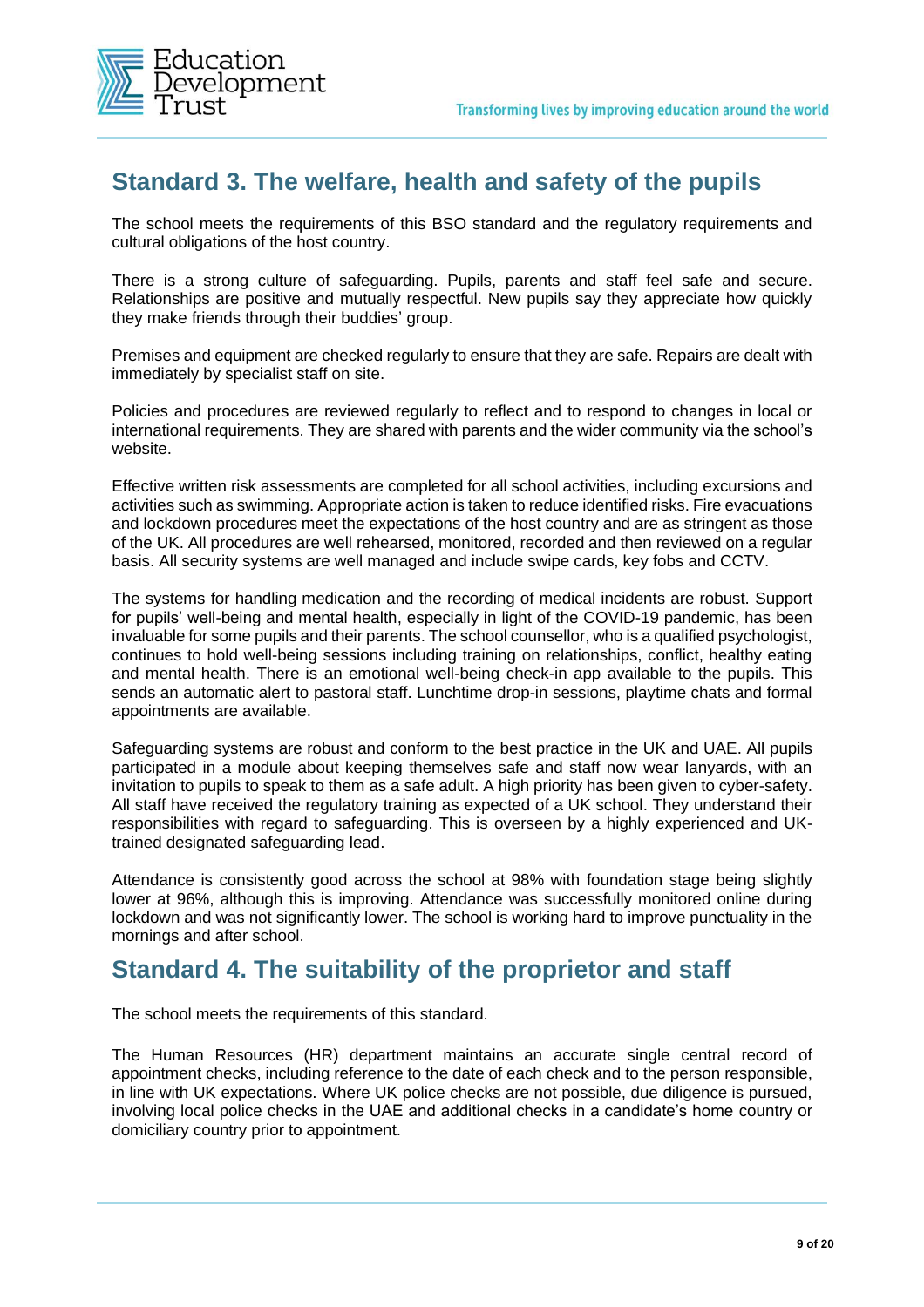## Standard 3. The welfare, health and safety of the pupils

The school meets the requirements of this BSO standard and the regulatory requirements and cultural obligations of the host country.

There is a strong culture of safeguarding. Pupils, parents and staff feel safe and secure. Relationships are positive and mutually respectful. New pupils say they appreciate how quickly they make friends through their buddies' group.

Premises and equipment are checked regularly to ensure that they are safe. Repairs are dealt with immediately by specialist staff on site.

Policies and procedures are reviewed regularly to reflect and to respond to changes in local or international requirements. They are shared with parents and the wider community via the school's website.

Effective written risk assessments are completed for all school activities, including excursions and activities such as swimming. Appropriate action is taken to reduce identified risks. Fire evacuations and lockdown procedures meet the expectations of the host country and are as stringent as those of the UK. All procedures are well rehearsed, monitored, recorded and then reviewed on a regular basis. All security systems are well managed and include swipe cards, key fobs and CCTV.

The systems for handling medication and the recording of medical incidents are robust. Support for pupils' well-being and mental health, especially in light of the COVID-19 pandemic, has been invaluable for some pupils and their parents. The school counsellor, who is a qualified psychologist, continues to hold well-being sessions including training on relationships, conflict, healthy eating and mental health. There is an emotional well-being check-in app available to the pupils. This sends an automatic alert to pastoral staff. Lunchtime drop-in sessions, playtime chats and formal appointments are available.

Safeguarding systems are robust and conform to the best practice in the UK and UAE. All pupils participated in a module about keeping themselves safe and staff now wear lanyards, with an invitation to pupils to speak to them as a safe adult. A high priority has been given to cyber-safety. All staff have received the regulatory training as expected of a UK school. They understand their responsibilities with regard to safeguarding. This is overseen by a highly experienced and UK-trained designated safeguarding lead.

Attendance is consistently good across the school at 98% with foundation stage being slightly lower at 96%, although this is improving. Attendance was successfully monitored online during lockdown and was not significantly lower. The school is working hard to improve punctuality in the mornings and after school.

## Standard 4. The suitability of the proprietor and staff

The school meets the requirements of this standard.

The Human Resources (HR) department maintains an accurate single central record of appointment checks, including reference to the date of each check and to the person responsible, in line with UK expectations. Where UK police checks are not possible, due diligence is pursued, involving local police checks in the UAE and additional checks in a candidate's home country or domiciliary country prior to appointment.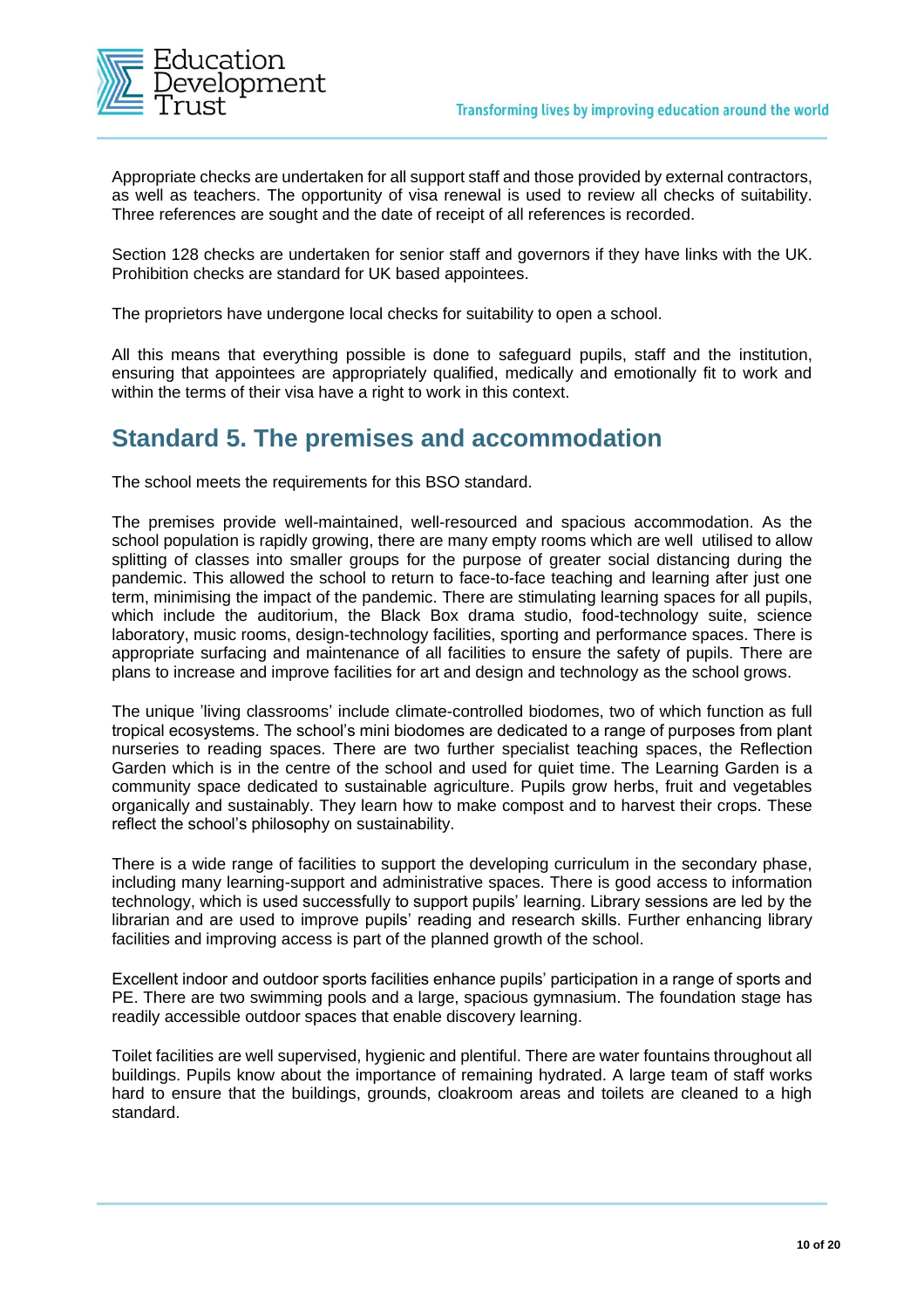Appropriate checks are undertaken for all support staff and those provided by external contractors, as well as teachers. The opportunity of visa renewal is used to review all checks of suitability. Three references are sought and the date of receipt of all references is recorded.

Section 128 checks are undertaken for senior staff and governors if they have links with the UK. Prohibition checks are standard for UK based appointees.

The proprietors have undergone local checks for suitability to open a school.

All this means that everything possible is done to safeguard pupils, staff and the institution, ensuring that appointees are appropriately qualified, medically and emotionally fit to work and within the terms of their visa have a right to work in this context.

## Standard 5. The premises and accommodation

The school meets the requirements for this BSO standard.

The premises provide well-maintained, well-resourced and spacious accommodation. As the school population is rapidly growing, there are many empty rooms which are well utilised to allow splitting of classes into smaller groups for the purpose of greater social distancing during the pandemic. This allowed the school to return to face-to-face teaching and learning after just one term, minimising the impact of the pandemic. There are stimulating learning spaces for all pupils, which include the auditorium, the Black Box drama studio, food-technology suite, science laboratory, music rooms, design-technology facilities, sporting and performance spaces. There is appropriate surfacing and maintenance of all facilities to ensure the safety of pupils. There are plans to increase and improve facilities for art and design and technology as the school grows.

The unique 'living classrooms' include climate-controlled biodomes, two of which function as full tropical ecosystems. The school's mini biodomes are dedicated to a range of purposes from plant nurseries to reading spaces. There are two further specialist teaching spaces, the Reflection Garden which is in the centre of the school and used for quiet time. The Learning Garden is a community space dedicated to sustainable agriculture. Pupils grow herbs, fruit and vegetables organically and sustainably. They learn how to make compost and to harvest their crops. These reflect the school's philosophy on sustainability.

There is a wide range of facilities to support the developing curriculum in the secondary phase, including many learning-support and administrative spaces. There is good access to information technology, which is used successfully to support pupils' learning. Library sessions are led by the librarian and are used to improve pupils' reading and research skills. Further enhancing library facilities and improving access is part of the planned growth of the school.

Excellent indoor and outdoor sports facilities enhance pupils' participation in a range of sports and PE. There are two swimming pools and a large, spacious gymnasium. The foundation stage has readily accessible outdoor spaces that enable discovery learning.

Toilet facilities are well supervised, hygienic and plentiful. There are water fountains throughout all buildings. Pupils know about the importance of remaining hydrated. A large team of staff works hard to ensure that the buildings, grounds, cloakroom areas and toilets are cleaned to a high standard.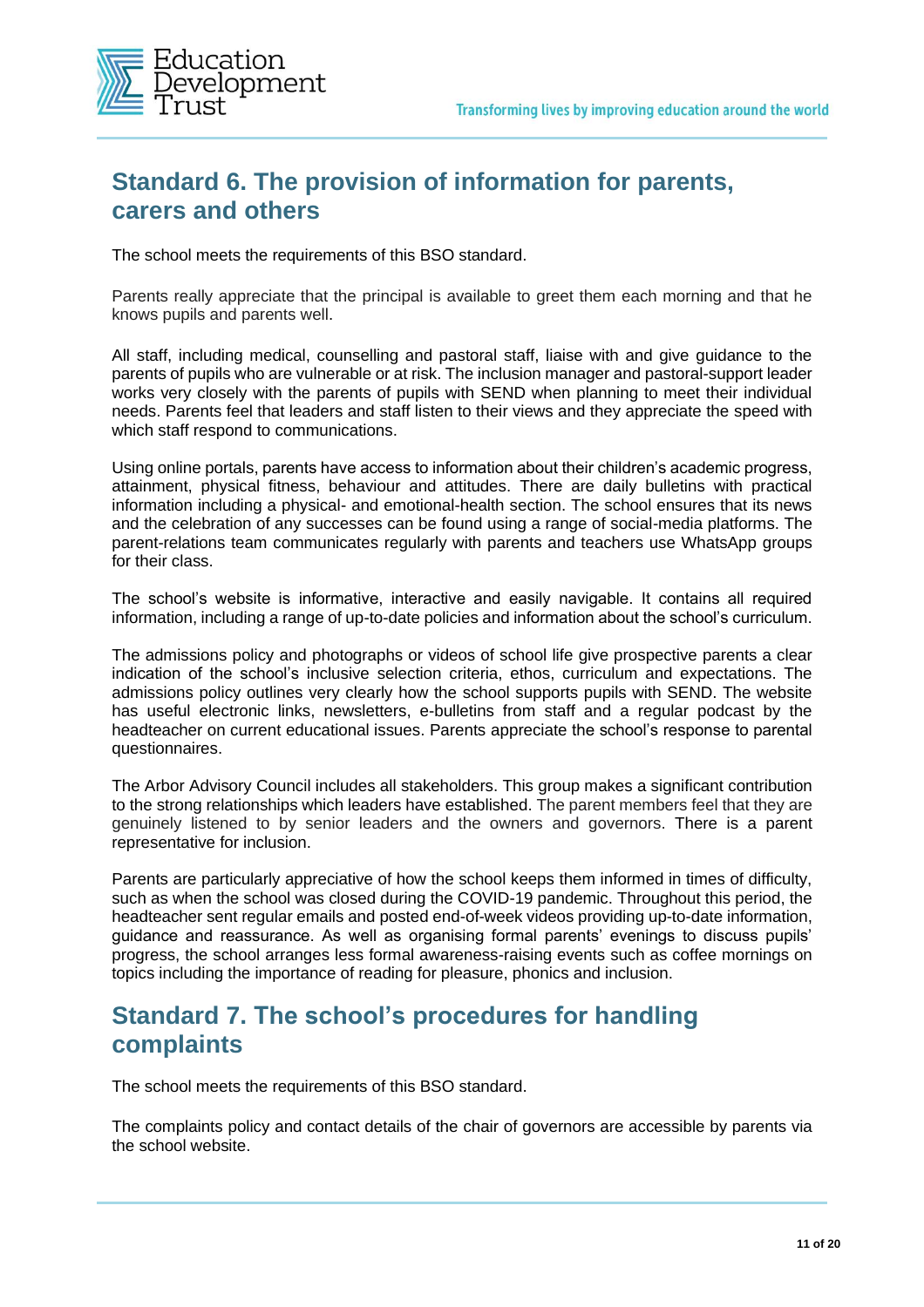## Standard 6. The provision of information for parents, carers and others

The school meets the requirements of this BSO standard.

Parents really appreciate that the principal is available to greet them each morning and that he knows pupils and parents well.

All staff, including medical, counselling and pastoral staff, liaise with and give guidance to the parents of pupils who are vulnerable or at risk. The inclusion manager and pastoral-support leader works very closely with the parents of pupils with SEND when planning to meet their individual needs. Parents feel that leaders and staff listen to their views and they appreciate the speed with which staff respond to communications.

Using online portals, parents have access to information about their children's academic progress, attainment, physical fitness, behaviour and attitudes. There are daily bulletins with practical information including a physical- and emotional-health section. The school ensures that its news and the celebration of any successes can be found using a range of social-media platforms. The parent-relations team communicates regularly with parents and teachers use WhatsApp groups for their class.

The school's website is informative, interactive and easily navigable. It contains all required information, including a range of up-to-date policies and information about the school's curriculum.

The admissions policy and photographs or videos of school life give prospective parents a clear indication of the school's inclusive selection criteria, ethos, curriculum and expectations. The admissions policy outlines very clearly how the school supports pupils with SEND. The website has useful electronic links, newsletters, e-bulletins from staff and a regular podcast by the headteacher on current educational issues. Parents appreciate the school's response to parental questionnaires.

The Arbor Advisory Council includes all stakeholders. This group makes a significant contribution to the strong relationships which leaders have established. The parent members feel that they are genuinely listened to by senior leaders and the owners and governors. There is a parent representative for inclusion.

Parents are particularly appreciative of how the school keeps them informed in times of difficulty, such as when the school was closed during the COVID-19 pandemic. Throughout this period, the headteacher sent regular emails and posted end-of-week videos providing up-to-date information, guidance and reassurance. As well as organising formal parents' evenings to discuss pupils' progress, the school arranges less formal awareness-raising events such as coffee mornings on topics including the importance of reading for pleasure, phonics and inclusion.

## Standard 7. The school's procedures for handling complaints

The school meets the requirements of this BSO standard.

The complaints policy and contact details of the chair of governors are accessible by parents via the school website.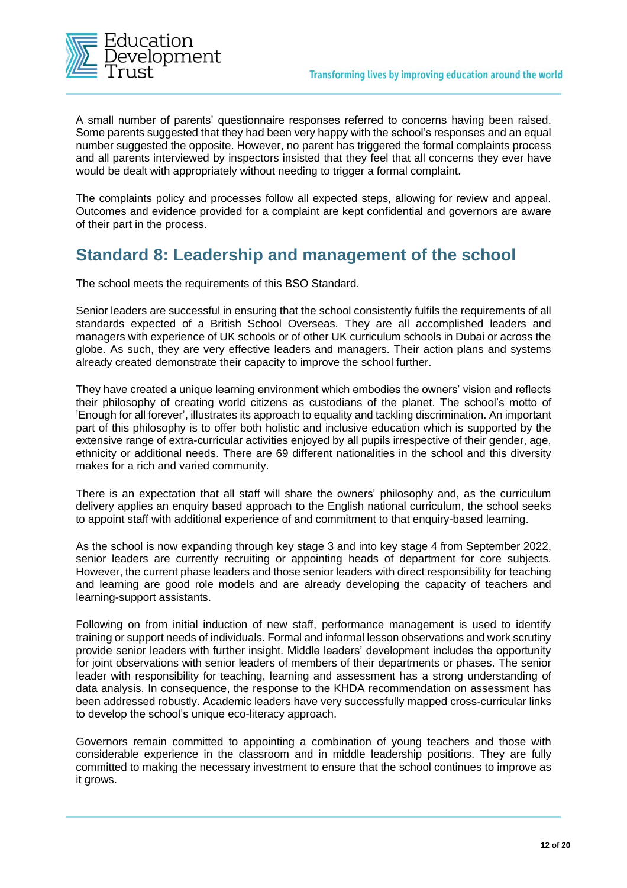A small number of parents' questionnaire responses referred to concerns having been raised. Some parents suggested that they had been very happy with the school's responses and an equal number suggested the opposite. However, no parent has triggered the formal complaints process and all parents interviewed by inspectors insisted that they feel that all concerns they ever have would be dealt with appropriately without needing to trigger a formal complaint.

The complaints policy and processes follow all expected steps, allowing for review and appeal. Outcomes and evidence provided for a complaint are kept confidential and governors are aware of their part in the process.

## Standard 8: Leadership and management of the school

The school meets the requirements of this BSO Standard.

Senior leaders are successful in ensuring that the school consistently fulfils the requirements of all standards expected of a British School Overseas. They are all accomplished leaders and managers with experience of UK schools or of other UK curriculum schools in Dubai or across the globe. As such, they are very effective leaders and managers. Their action plans and systems already created demonstrate their capacity to improve the school further.

They have created a unique learning environment which embodies the owners' vision and reflects their philosophy of creating world citizens as custodians of the planet. The school's motto of 'Enough for all forever', illustrates its approach to equality and tackling discrimination. An important part of this philosophy is to offer both holistic and inclusive education which is supported by the extensive range of extra-curricular activities enjoyed by all pupils irrespective of their gender, age, ethnicity or additional needs. There are 69 different nationalities in the school and this diversity makes for a rich and varied community.

There is an expectation that all staff will share the owners' philosophy and, as the curriculum delivery applies an enquiry based approach to the English national curriculum, the school seeks to appoint staff with additional experience of and commitment to that enquiry-based learning.

As the school is now expanding through key stage 3 and into key stage 4 from September 2022, senior leaders are currently recruiting or appointing heads of department for core subjects. However, the current phase leaders and those senior leaders with direct responsibility for teaching and learning are good role models and are already developing the capacity of teachers and learning-support assistants.

Following on from initial induction of new staff, performance management is used to identify training or support needs of individuals. Formal and informal lesson observations and work scrutiny provide senior leaders with further insight. Middle leaders' development includes the opportunity for joint observations with senior leaders of members of their departments or phases. The senior leader with responsibility for teaching, learning and assessment has a strong understanding of data analysis. In consequence, the response to the KHDA recommendation on assessment has been addressed robustly. Academic leaders have very successfully mapped cross-curricular links to develop the school's unique eco-literacy approach.

Governors remain committed to appointing a combination of young teachers and those with considerable experience in the classroom and in middle leadership positions. They are fully committed to making the necessary investment to ensure that the school continues to improve as it grows.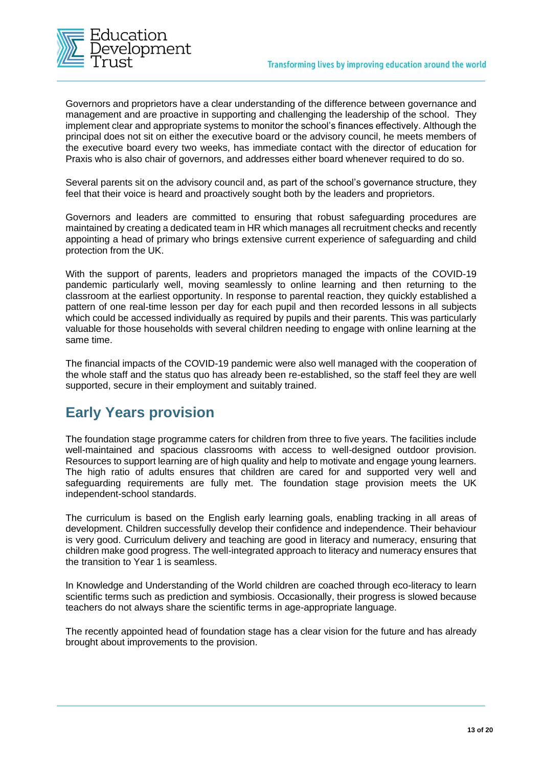Governors and proprietors have a clear understanding of the difference between governance and management and are proactive in supporting and challenging the leadership of the school. They implement clear and appropriate systems to monitor the school's finances effectively. Although the principal does not sit on either the executive board or the advisory council, he meets members of the executive board every two weeks, has immediate contact with the director of education for Praxis who is also chair of governors, and addresses either board whenever required to do so.

Several parents sit on the advisory council and, as part of the school's governance structure, they feel that their voice is heard and proactively sought both by the leaders and proprietors.

Governors and leaders are committed to ensuring that robust safeguarding procedures are maintained by creating a dedicated team in HR which manages all recruitment checks and recently appointing a head of primary who brings extensive current experience of safeguarding and child protection from the UK.

With the support of parents, leaders and proprietors managed the impacts of the COVID-19 pandemic particularly well, moving seamlessly to online learning and then returning to the classroom at the earliest opportunity. In response to parental reaction, they quickly established a pattern of one real-time lesson per day for each pupil and then recorded lessons in all subjects which could be accessed individually as required by pupils and their parents. This was particularly valuable for those households with several children needing to engage with online learning at the same time.

The financial impacts of the COVID-19 pandemic were also well managed with the cooperation of the whole staff and the status quo has already been re-established, so the staff feel they are well supported, secure in their employment and suitably trained.

## Early Years provision

The foundation stage programme caters for children from three to five years. The facilities include well-maintained and spacious classrooms with access to well-designed outdoor provision. Resources to support learning are of high quality and help to motivate and engage young learners. The high ratio of adults ensures that children are cared for and supported very well and safeguarding requirements are fully met. The foundation stage provision meets the UK independent-school standards.

The curriculum is based on the English early learning goals, enabling tracking in all areas of development. Children successfully develop their confidence and independence. Their behaviour is very good. Curriculum delivery and teaching are good in literacy and numeracy, ensuring that children make good progress. The well-integrated approach to literacy and numeracy ensures that the transition to Year 1 is seamless.

In Knowledge and Understanding of the World children are coached through eco-literacy to learn scientific terms such as prediction and symbiosis. Occasionally, their progress is slowed because teachers do not always share the scientific terms in age-appropriate language.

The recently appointed head of foundation stage has a clear vision for the future and has already brought about improvements to the provision.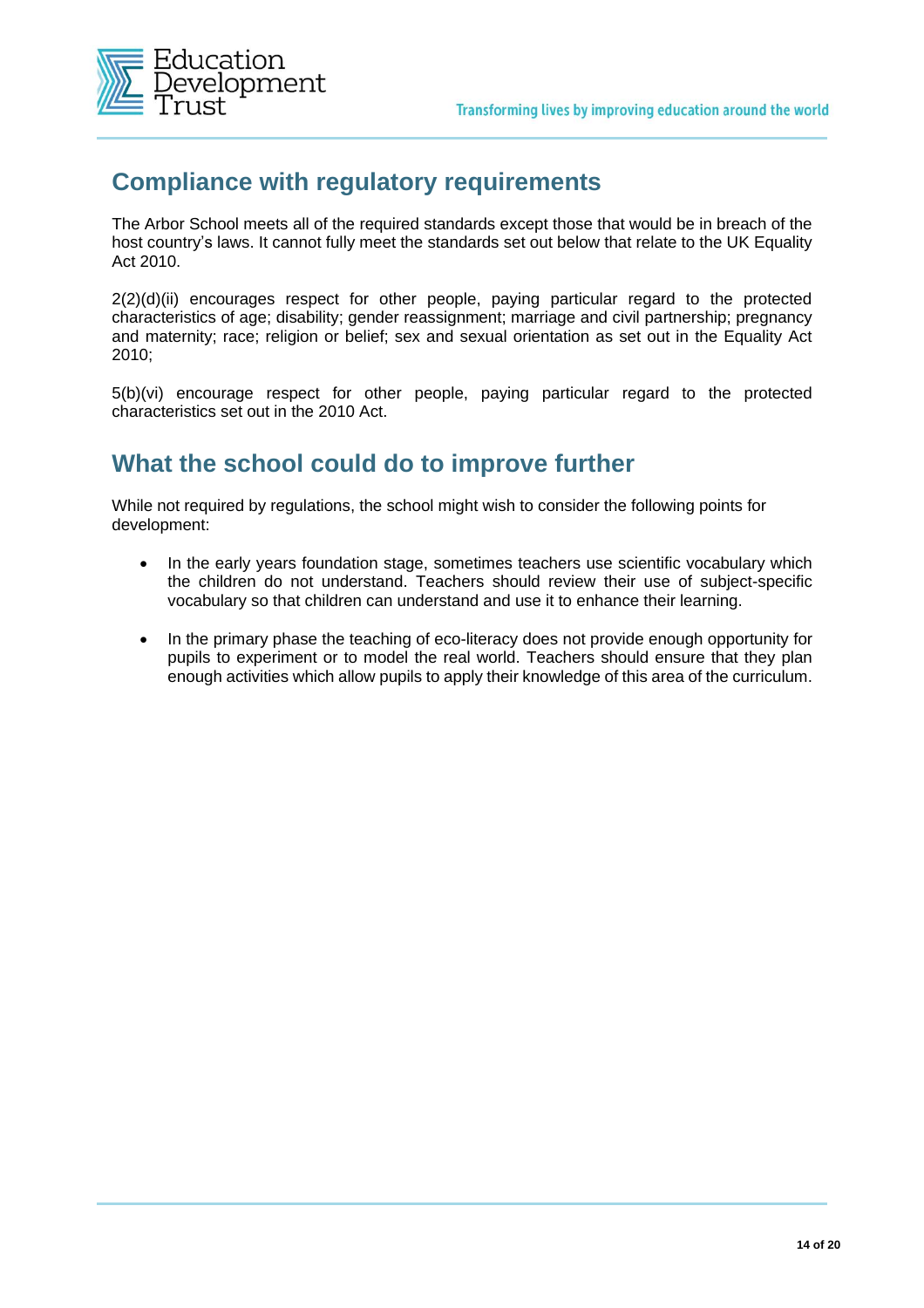## Compliance with regulatory requirements

The Arbor School meets all of the required standards except those that would be in breach of the host country's laws. It cannot fully meet the standards set out below that relate to the UK Equality Act 2010.

2(2)(d)(ii) encourages respect for other people, paying particular regard to the protected characteristics of age; disability; gender reassignment; marriage and civil partnership; pregnancy and maternity; race; religion or belief; sex and sexual orientation as set out in the Equality Act 2010;

5(b)(vi) encourage respect for other people, paying particular regard to the protected characteristics set out in the 2010 Act.

## What the school could do to improve further

While not required by regulations, the school might wish to consider the following points for development:

- In the early years foundation stage, sometimes teachers use scientific vocabulary which the children do not understand. Teachers should review their use of subject-specific vocabulary so that children can understand and use it to enhance their learning.
- In the primary phase the teaching of eco-literacy does not provide enough opportunity for pupils to experiment or to model the real world. Teachers should ensure that they plan enough activities which allow pupils to apply their knowledge of this area of the curriculum.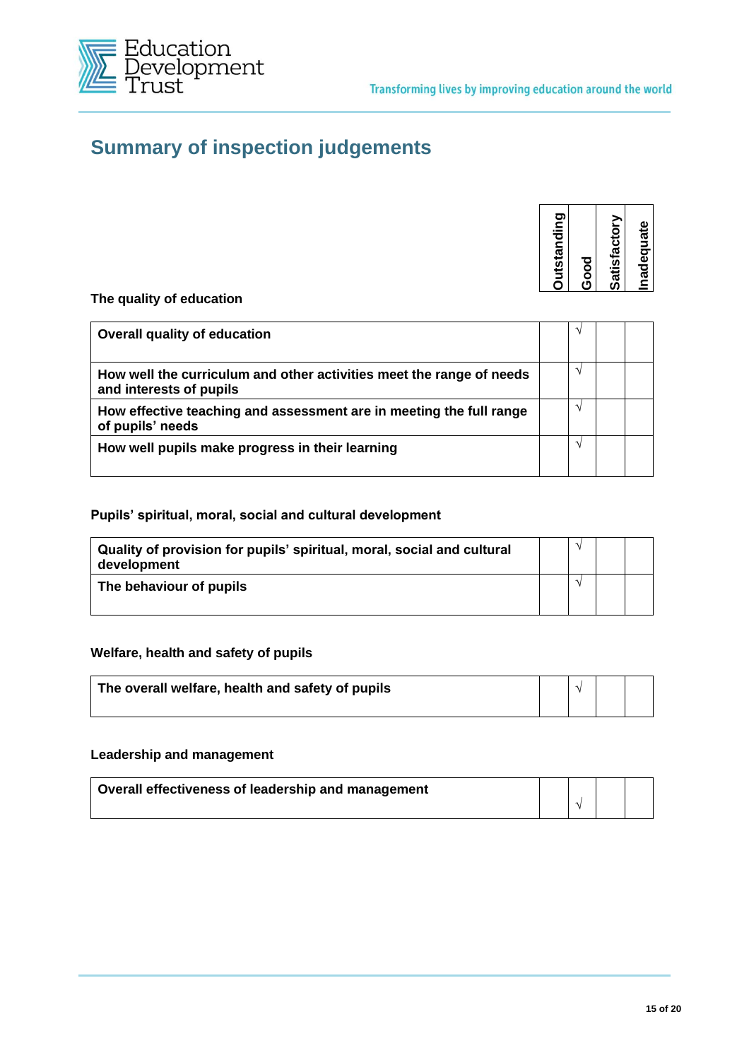## Summary of inspection judgements

**The quality of education**

| | Outstanding | Good | Satisfactory | Inadequate |
|---|---|---|---|---|
| **Overall quality of education** | | √ | | |
| **How well the curriculum and other activities meet the range of needs and interests of pupils** | | √ | | |
| **How effective teaching and assessment are in meeting the full range of pupils' needs** | | √ | | |
| **How well pupils make progress in their learning** | | √ | | |

**Pupils' spiritual, moral, social and cultural development**

| | Outstanding | Good | Satisfactory | Inadequate |
|---|---|---|---|---|
| **Quality of provision for pupils' spiritual, moral, social and cultural development** | | √ | | |
| **The behaviour of pupils** | | √ | | |

**Welfare, health and safety of pupils**

| | Outstanding | Good | Satisfactory | Inadequate |
|---|---|---|---|---|
| **The overall welfare, health and safety of pupils** | | √ | | |

**Leadership and management**

| | Outstanding | Good | Satisfactory | Inadequate |
|---|---|---|---|---|
| **Overall effectiveness of leadership and management** | | √ | | |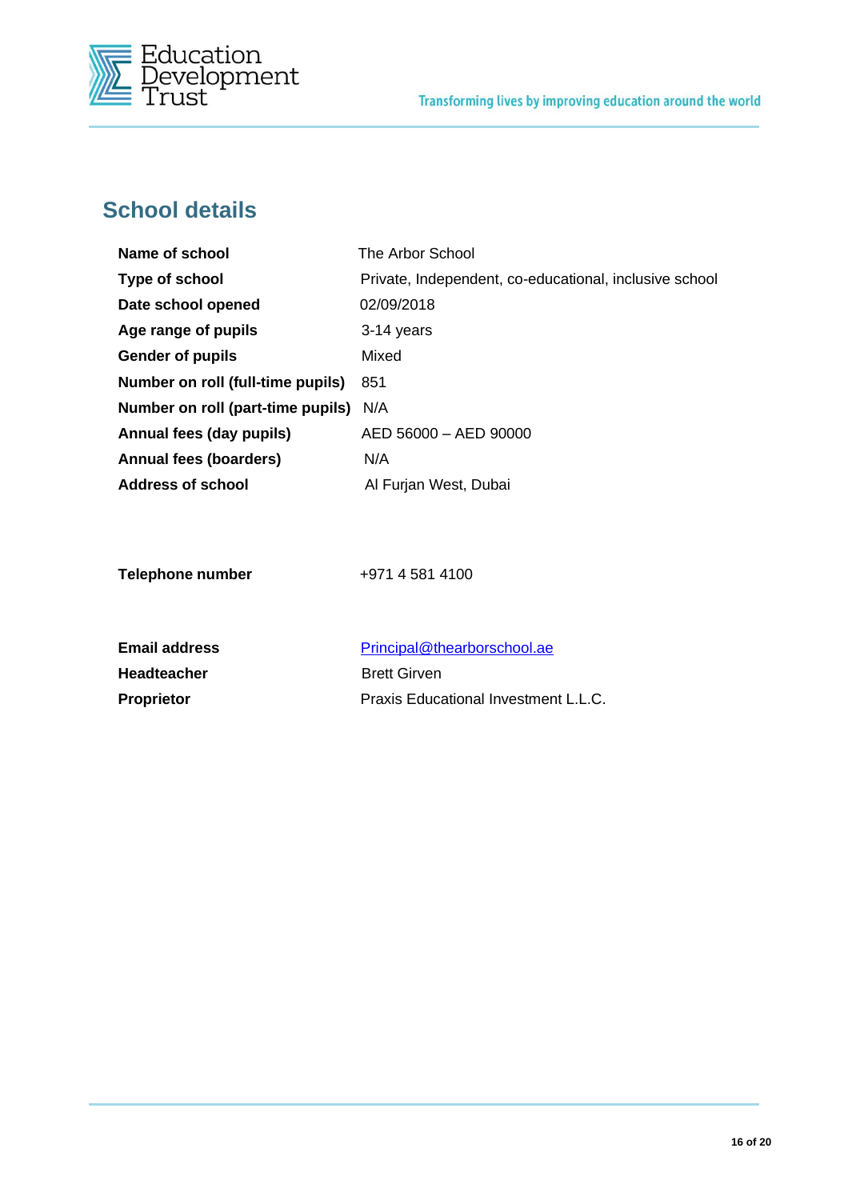## School details

| | |
|---|---|
| **Name of school** | The Arbor School |
| **Type of school** | Private, Independent, co-educational, inclusive school |
| **Date school opened** | 02/09/2018 |
| **Age range of pupils** | 3-14 years |
| **Gender of pupils** | Mixed |
| **Number on roll (full-time pupils)** | 851 |
| **Number on roll (part-time pupils)** | N/A |
| **Annual fees (day pupils)** | AED 56000 – AED 90000 |
| **Annual fees (boarders)** | N/A |
| **Address of school** | Al Furjan West, Dubai |
| **Telephone number** | +971 4 581 4100 |
| **Email address** | Principal@thearborschool.ae |
| **Headteacher** | Brett Girven |
| **Proprietor** | Praxis Educational Investment L.L.C. |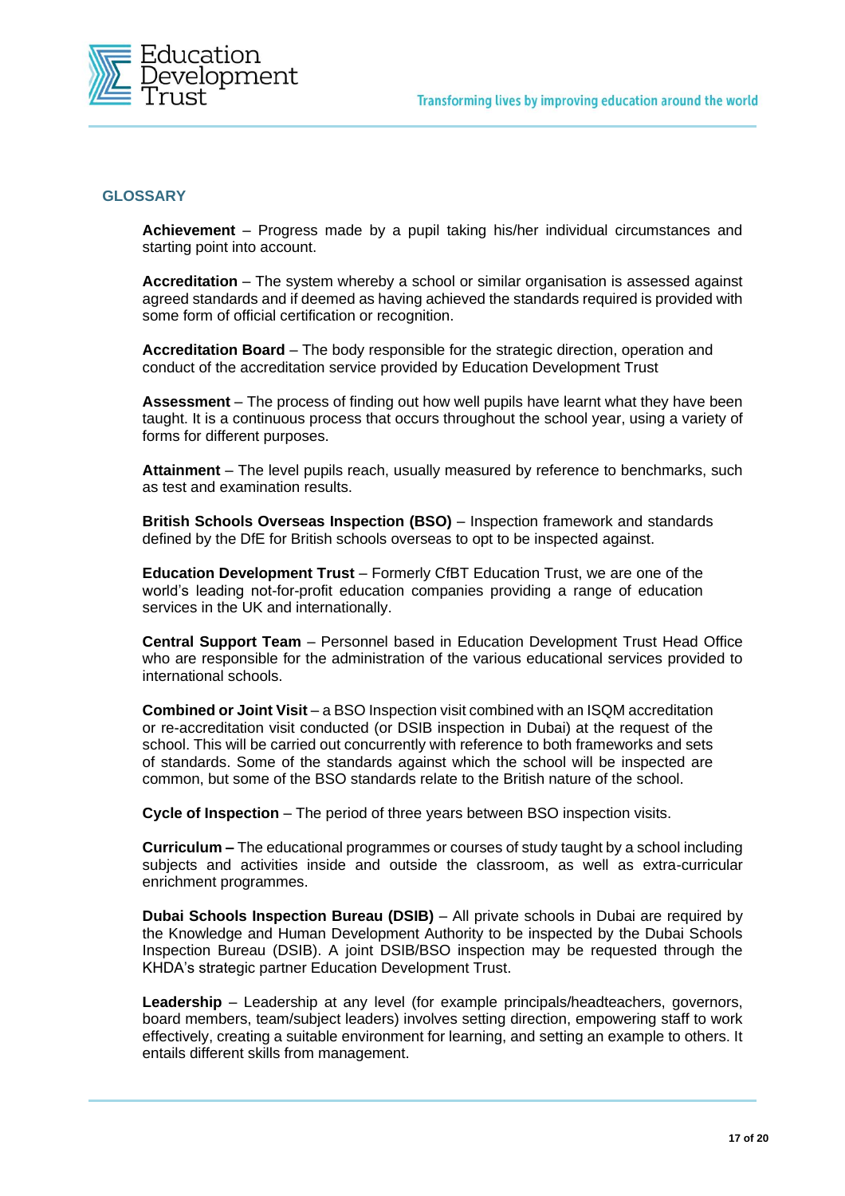## GLOSSARY

**Achievement** – Progress made by a pupil taking his/her individual circumstances and starting point into account.

**Accreditation** – The system whereby a school or similar organisation is assessed against agreed standards and if deemed as having achieved the standards required is provided with some form of official certification or recognition.

**Accreditation Board** – The body responsible for the strategic direction, operation and conduct of the accreditation service provided by Education Development Trust

**Assessment** – The process of finding out how well pupils have learnt what they have been taught. It is a continuous process that occurs throughout the school year, using a variety of forms for different purposes.

**Attainment** – The level pupils reach, usually measured by reference to benchmarks, such as test and examination results.

**British Schools Overseas Inspection (BSO)** – Inspection framework and standards defined by the DfE for British schools overseas to opt to be inspected against.

**Education Development Trust** – Formerly CfBT Education Trust, we are one of the world's leading not-for-profit education companies providing a range of education services in the UK and internationally.

**Central Support Team** – Personnel based in Education Development Trust Head Office who are responsible for the administration of the various educational services provided to international schools.

**Combined or Joint Visit** – a BSO Inspection visit combined with an ISQM accreditation or re-accreditation visit conducted (or DSIB inspection in Dubai) at the request of the school. This will be carried out concurrently with reference to both frameworks and sets of standards. Some of the standards against which the school will be inspected are common, but some of the BSO standards relate to the British nature of the school.

**Cycle of Inspection** – The period of three years between BSO inspection visits.

**Curriculum –** The educational programmes or courses of study taught by a school including subjects and activities inside and outside the classroom, as well as extra-curricular enrichment programmes.

**Dubai Schools Inspection Bureau (DSIB)** – All private schools in Dubai are required by the Knowledge and Human Development Authority to be inspected by the Dubai Schools Inspection Bureau (DSIB). A joint DSIB/BSO inspection may be requested through the KHDA's strategic partner Education Development Trust.

**Leadership** – Leadership at any level (for example principals/headteachers, governors, board members, team/subject leaders) involves setting direction, empowering staff to work effectively, creating a suitable environment for learning, and setting an example to others. It entails different skills from management.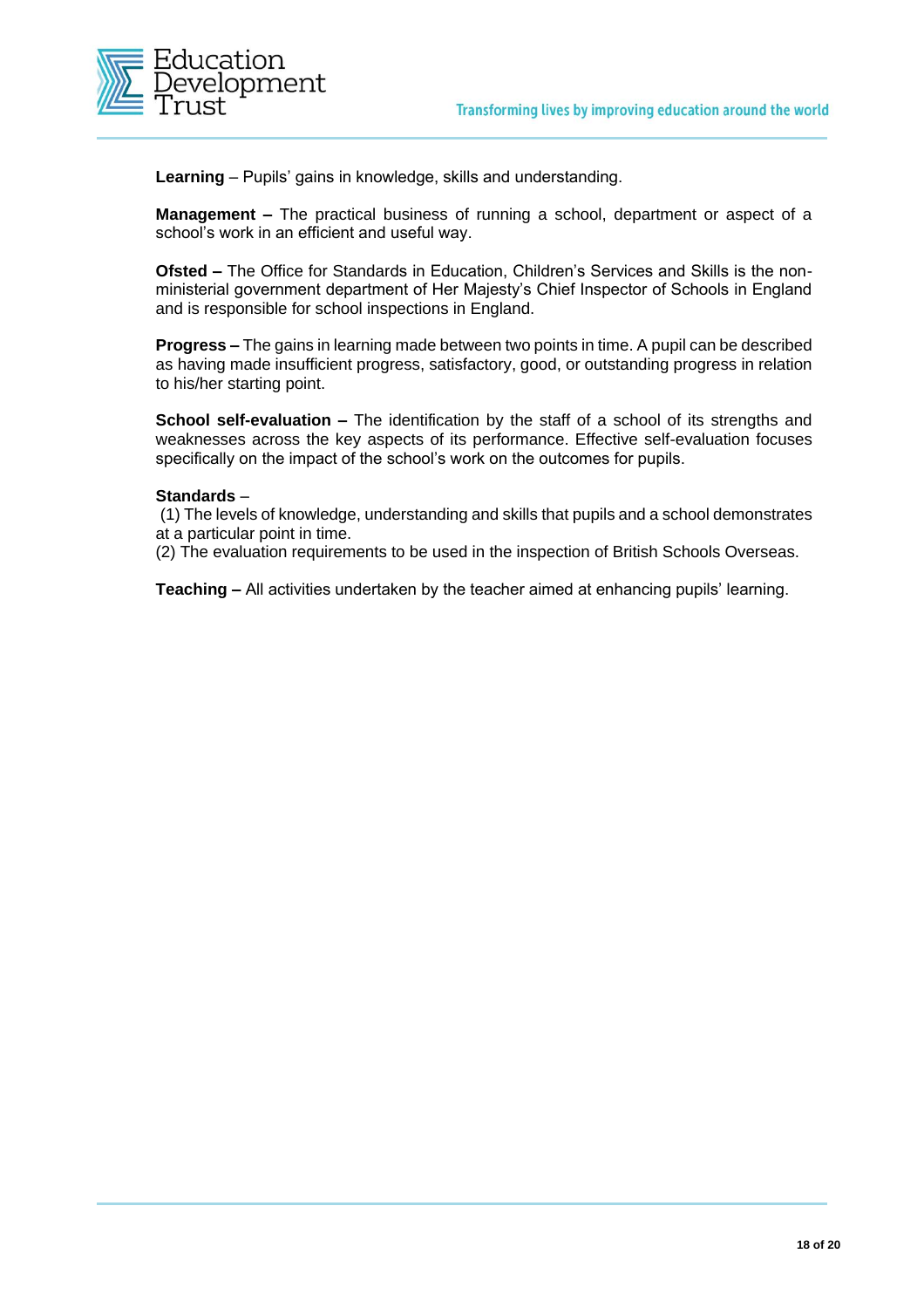**Learning** – Pupils' gains in knowledge, skills and understanding.

**Management –** The practical business of running a school, department or aspect of a school's work in an efficient and useful way.

**Ofsted –** The Office for Standards in Education, Children's Services and Skills is the non-ministerial government department of Her Majesty's Chief Inspector of Schools in England and is responsible for school inspections in England.

**Progress –** The gains in learning made between two points in time. A pupil can be described as having made insufficient progress, satisfactory, good, or outstanding progress in relation to his/her starting point.

**School self-evaluation –** The identification by the staff of a school of its strengths and weaknesses across the key aspects of its performance. Effective self-evaluation focuses specifically on the impact of the school's work on the outcomes for pupils.

**Standards** –

(1) The levels of knowledge, understanding and skills that pupils and a school demonstrates at a particular point in time.

(2) The evaluation requirements to be used in the inspection of British Schools Overseas.

**Teaching –** All activities undertaken by the teacher aimed at enhancing pupils' learning.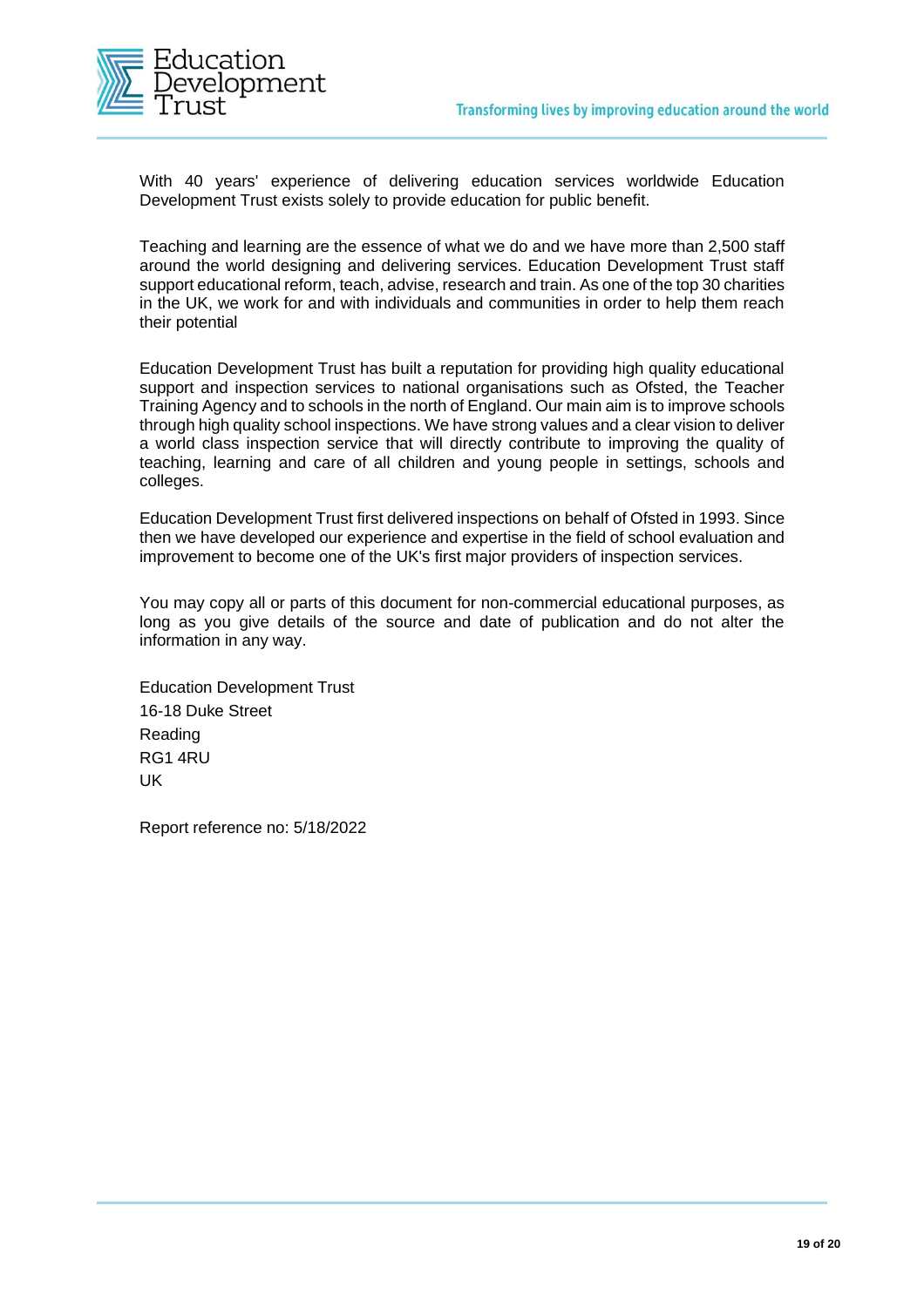With 40 years' experience of delivering education services worldwide Education Development Trust exists solely to provide education for public benefit.

Teaching and learning are the essence of what we do and we have more than 2,500 staff around the world designing and delivering services. Education Development Trust staff support educational reform, teach, advise, research and train. As one of the top 30 charities in the UK, we work for and with individuals and communities in order to help them reach their potential

Education Development Trust has built a reputation for providing high quality educational support and inspection services to national organisations such as Ofsted, the Teacher Training Agency and to schools in the north of England. Our main aim is to improve schools through high quality school inspections. We have strong values and a clear vision to deliver a world class inspection service that will directly contribute to improving the quality of teaching, learning and care of all children and young people in settings, schools and colleges.

Education Development Trust first delivered inspections on behalf of Ofsted in 1993. Since then we have developed our experience and expertise in the field of school evaluation and improvement to become one of the UK's first major providers of inspection services.

You may copy all or parts of this document for non-commercial educational purposes, as long as you give details of the source and date of publication and do not alter the information in any way.

Education Development Trust  
16-18 Duke Street  
Reading  
RG1 4RU  
UK

Report reference no: 5/18/2022